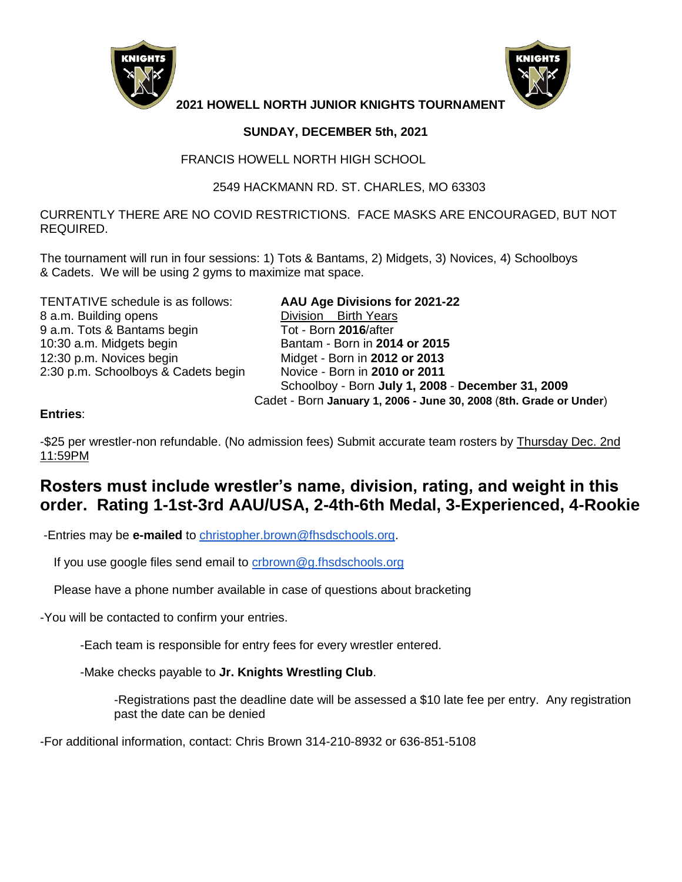# 2021 HOWELL NORTH JUNIOR KNIGHTS TOURNAMENT

**SUNDAY, DECEMBER 5th, 2021**

FRANCIS HOWELL NORTH HIGH SCHOOL

2549 HACKMANN RD. ST. CHARLES, MO 63303

CURRENTLY THERE ARE NO COVID RESTRICTIONS. FACE MASKS ARE ENCOURAGED, BUT NOT REQUIRED.

The tournament will run in four sessions: 1) Tots & Bantams, 2) Midgets, 3) Novices, 4) Schoolboys & Cadets. We will be using 2 gyms to maximize mat space.

TENTATIVE schedule is as follows:
8 a.m. Building opens
9 a.m. Tots & Bantams begin
10:30 a.m. Midgets begin
12:30 p.m. Novices begin
2:30 p.m. Schoolboys & Cadets begin

**AAU Age Divisions for 2021-22**

Division Birth Years
Tot - Born **2016**/after
Bantam - Born in **2014 or 2015**
Midget - Born in **2012 or 2013**
Novice - Born in **2010 or 2011**
Schoolboy - Born **July 1, 2008** - **December 31, 2009**
Cadet - Born **January 1, 2006 - June 30, 2008** (**8th. Grade or Under**)

**Entries**:

-$25 per wrestler-non refundable. (No admission fees) Submit accurate team rosters by Thursday Dec. 2nd 11:59PM

## Rosters must include wrestler's name, division, rating, and weight in this order. Rating 1-1st-3rd AAU/USA, 2-4th-6th Medal, 3-Experienced, 4-Rookie

-Entries may be **e-mailed** to christopher.brown@fhsdschools.org.

If you use google files send email to crbrown@g.fhsdschools.org

Please have a phone number available in case of questions about bracketing

-You will be contacted to confirm your entries.

-Each team is responsible for entry fees for every wrestler entered.

-Make checks payable to **Jr. Knights Wrestling Club**.

-Registrations past the deadline date will be assessed a $10 late fee per entry. Any registration past the date can be denied

-For additional information, contact: Chris Brown 314-210-8932 or 636-851-5108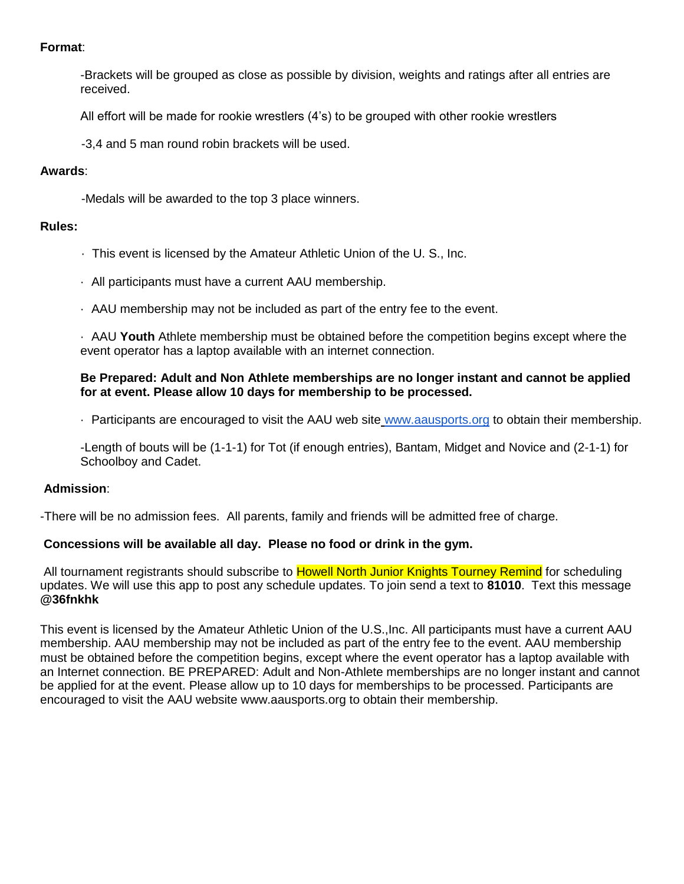**Format**:

-Brackets will be grouped as close as possible by division, weights and ratings after all entries are received.

All effort will be made for rookie wrestlers (4's) to be grouped with other rookie wrestlers

-3,4 and 5 man round robin brackets will be used.

**Awards**:

-Medals will be awarded to the top 3 place winners.

**Rules:**

· This event is licensed by the Amateur Athletic Union of the U. S., Inc.

· All participants must have a current AAU membership.

· AAU membership may not be included as part of the entry fee to the event.

· AAU **Youth** Athlete membership must be obtained before the competition begins except where the event operator has a laptop available with an internet connection.

**Be Prepared: Adult and Non Athlete memberships are no longer instant and cannot be applied for at event. Please allow 10 days for membership to be processed.**

· Participants are encouraged to visit the AAU web site www.aausports.org to obtain their membership.

-Length of bouts will be (1-1-1) for Tot (if enough entries), Bantam, Midget and Novice and (2-1-1) for Schoolboy and Cadet.

**Admission**:

-There will be no admission fees. All parents, family and friends will be admitted free of charge.

**Concessions will be available all day. Please no food or drink in the gym.**

All tournament registrants should subscribe to Howell North Junior Knights Tourney Remind for scheduling updates. We will use this app to post any schedule updates. To join send a text to **81010**. Text this message **@36fnkhk**

This event is licensed by the Amateur Athletic Union of the U.S.,Inc. All participants must have a current AAU membership. AAU membership may not be included as part of the entry fee to the event. AAU membership must be obtained before the competition begins, except where the event operator has a laptop available with an Internet connection. BE PREPARED: Adult and Non-Athlete memberships are no longer instant and cannot be applied for at the event. Please allow up to 10 days for memberships to be processed. Participants are encouraged to visit the AAU website www.aausports.org to obtain their membership.